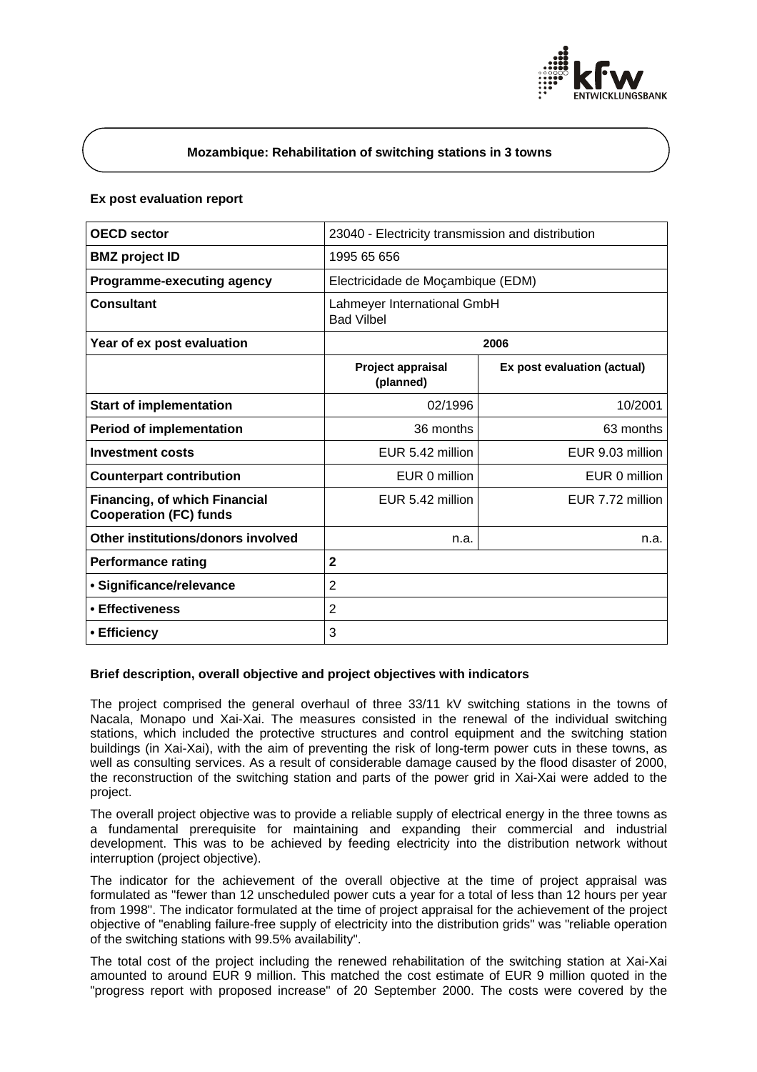## Mozambique: Rehabilitation of switching stations in 3 towns

### Ex post evaluation report

| OECD sector | 23040 - Electricity transmission and distribution | |
|---|---|---|
| BMZ project ID | 1995 65 656 | |
| Programme-executing agency | Electricidade de Moçambique (EDM) | |
| Consultant | Lahmeyer International GmbH Bad Vilbel | |
| Year of ex post evaluation | 2006 | |
| | Project appraisal (planned) | Ex post evaluation (actual) |
| Start of implementation | 02/1996 | 10/2001 |
| Period of implementation | 36 months | 63 months |
| Investment costs | EUR 5.42 million | EUR 9.03 million |
| Counterpart contribution | EUR 0 million | EUR 0 million |
| Financing, of which Financial Cooperation (FC) funds | EUR 5.42 million | EUR 7.72 million |
| Other institutions/donors involved | n.a. | n.a. |
| Performance rating | 2 | |
| • Significance/relevance | 2 | |
| • Effectiveness | 2 | |
| • Efficiency | 3 | |

### Brief description, overall objective and project objectives with indicators

The project comprised the general overhaul of three 33/11 kV switching stations in the towns of Nacala, Monapo und Xai-Xai. The measures consisted in the renewal of the individual switching stations, which included the protective structures and control equipment and the switching station buildings (in Xai-Xai), with the aim of preventing the risk of long-term power cuts in these towns, as well as consulting services. As a result of considerable damage caused by the flood disaster of 2000, the reconstruction of the switching station and parts of the power grid in Xai-Xai were added to the project.

The overall project objective was to provide a reliable supply of electrical energy in the three towns as a fundamental prerequisite for maintaining and expanding their commercial and industrial development. This was to be achieved by feeding electricity into the distribution network without interruption (project objective).

The indicator for the achievement of the overall objective at the time of project appraisal was formulated as "fewer than 12 unscheduled power cuts a year for a total of less than 12 hours per year from 1998". The indicator formulated at the time of project appraisal for the achievement of the project objective of "enabling failure-free supply of electricity into the distribution grids" was "reliable operation of the switching stations with 99.5% availability".

The total cost of the project including the renewed rehabilitation of the switching station at Xai-Xai amounted to around EUR 9 million. This matched the cost estimate of EUR 9 million quoted in the "progress report with proposed increase" of 20 September 2000. The costs were covered by the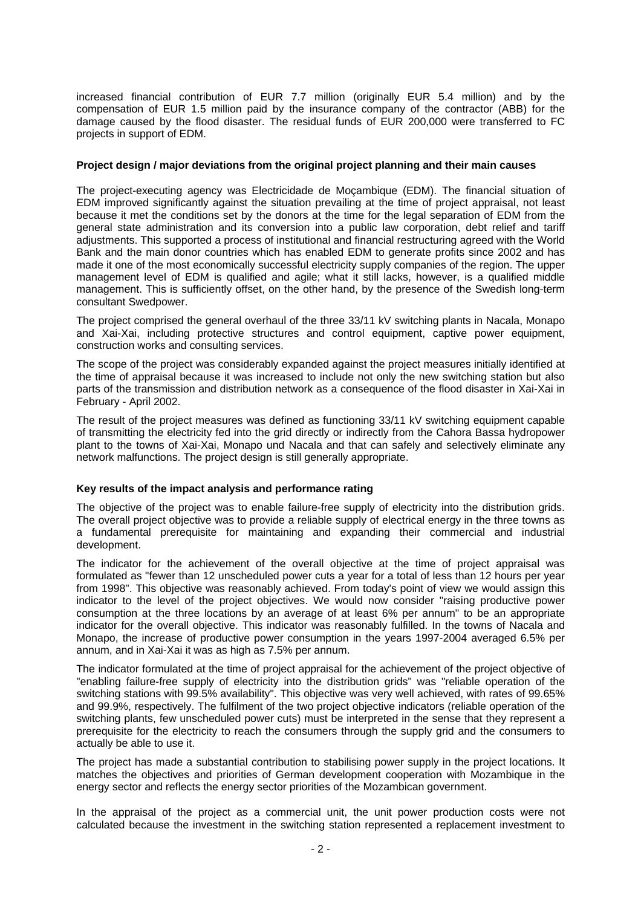increased financial contribution of EUR 7.7 million (originally EUR 5.4 million) and by the compensation of EUR 1.5 million paid by the insurance company of the contractor (ABB) for the damage caused by the flood disaster. The residual funds of EUR 200,000 were transferred to FC projects in support of EDM.

**Project design / major deviations from the original project planning and their main causes**

The project-executing agency was Electricidade de Moçambique (EDM). The financial situation of EDM improved significantly against the situation prevailing at the time of project appraisal, not least because it met the conditions set by the donors at the time for the legal separation of EDM from the general state administration and its conversion into a public law corporation, debt relief and tariff adjustments. This supported a process of institutional and financial restructuring agreed with the World Bank and the main donor countries which has enabled EDM to generate profits since 2002 and has made it one of the most economically successful electricity supply companies of the region. The upper management level of EDM is qualified and agile; what it still lacks, however, is a qualified middle management. This is sufficiently offset, on the other hand, by the presence of the Swedish long-term consultant Swedpower.

The project comprised the general overhaul of the three 33/11 kV switching plants in Nacala, Monapo and Xai-Xai, including protective structures and control equipment, captive power equipment, construction works and consulting services.

The scope of the project was considerably expanded against the project measures initially identified at the time of appraisal because it was increased to include not only the new switching station but also parts of the transmission and distribution network as a consequence of the flood disaster in Xai-Xai in February - April 2002.

The result of the project measures was defined as functioning 33/11 kV switching equipment capable of transmitting the electricity fed into the grid directly or indirectly from the Cahora Bassa hydropower plant to the towns of Xai-Xai, Monapo und Nacala and that can safely and selectively eliminate any network malfunctions. The project design is still generally appropriate.

**Key results of the impact analysis and performance rating**

The objective of the project was to enable failure-free supply of electricity into the distribution grids. The overall project objective was to provide a reliable supply of electrical energy in the three towns as a fundamental prerequisite for maintaining and expanding their commercial and industrial development.

The indicator for the achievement of the overall objective at the time of project appraisal was formulated as "fewer than 12 unscheduled power cuts a year for a total of less than 12 hours per year from 1998". This objective was reasonably achieved. From today's point of view we would assign this indicator to the level of the project objectives. We would now consider "raising productive power consumption at the three locations by an average of at least 6% per annum" to be an appropriate indicator for the overall objective. This indicator was reasonably fulfilled. In the towns of Nacala and Monapo, the increase of productive power consumption in the years 1997-2004 averaged 6.5% per annum, and in Xai-Xai it was as high as 7.5% per annum.

The indicator formulated at the time of project appraisal for the achievement of the project objective of "enabling failure-free supply of electricity into the distribution grids" was "reliable operation of the switching stations with 99.5% availability". This objective was very well achieved, with rates of 99.65% and 99.9%, respectively. The fulfilment of the two project objective indicators (reliable operation of the switching plants, few unscheduled power cuts) must be interpreted in the sense that they represent a prerequisite for the electricity to reach the consumers through the supply grid and the consumers to actually be able to use it.

The project has made a substantial contribution to stabilising power supply in the project locations. It matches the objectives and priorities of German development cooperation with Mozambique in the energy sector and reflects the energy sector priorities of the Mozambican government.

In the appraisal of the project as a commercial unit, the unit power production costs were not calculated because the investment in the switching station represented a replacement investment to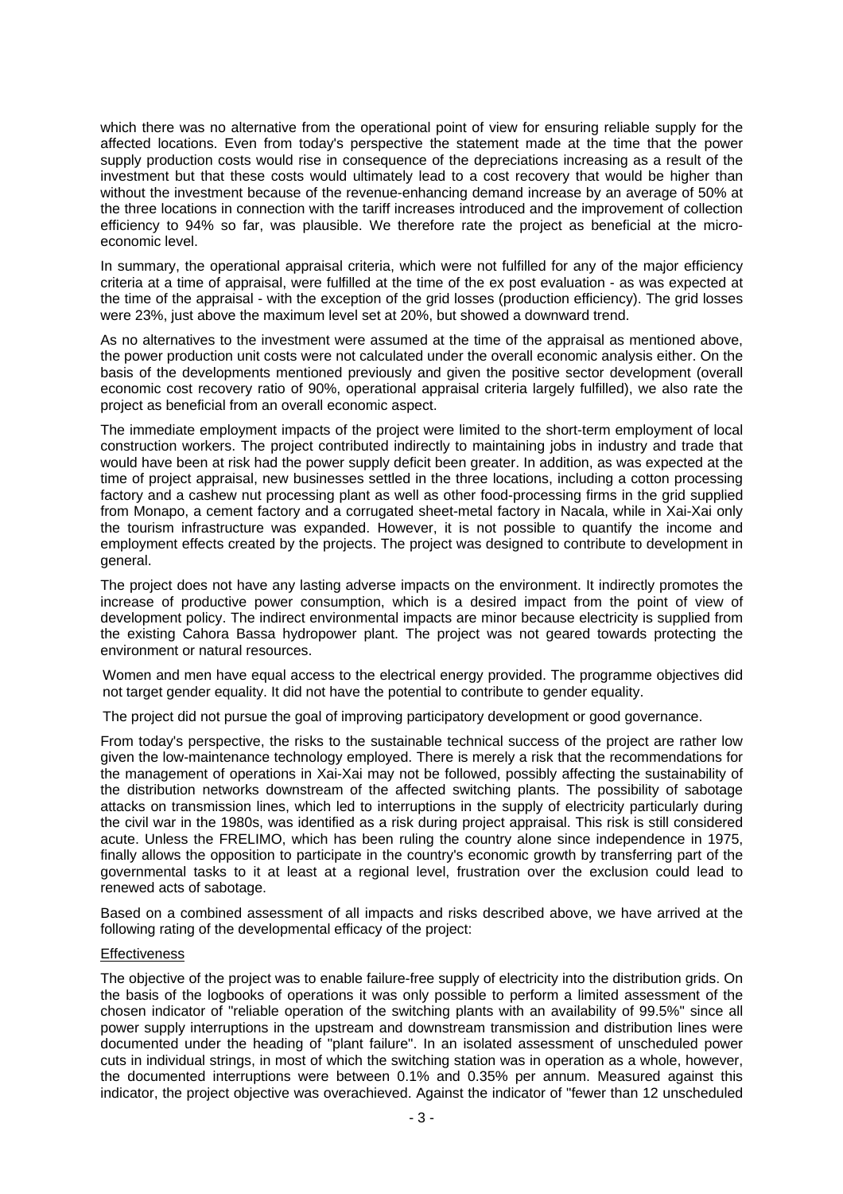which there was no alternative from the operational point of view for ensuring reliable supply for the affected locations. Even from today's perspective the statement made at the time that the power supply production costs would rise in consequence of the depreciations increasing as a result of the investment but that these costs would ultimately lead to a cost recovery that would be higher than without the investment because of the revenue-enhancing demand increase by an average of 50% at the three locations in connection with the tariff increases introduced and the improvement of collection efficiency to 94% so far, was plausible. We therefore rate the project as beneficial at the micro-economic level.

In summary, the operational appraisal criteria, which were not fulfilled for any of the major efficiency criteria at a time of appraisal, were fulfilled at the time of the ex post evaluation - as was expected at the time of the appraisal - with the exception of the grid losses (production efficiency). The grid losses were 23%, just above the maximum level set at 20%, but showed a downward trend.

As no alternatives to the investment were assumed at the time of the appraisal as mentioned above, the power production unit costs were not calculated under the overall economic analysis either. On the basis of the developments mentioned previously and given the positive sector development (overall economic cost recovery ratio of 90%, operational appraisal criteria largely fulfilled), we also rate the project as beneficial from an overall economic aspect.

The immediate employment impacts of the project were limited to the short-term employment of local construction workers. The project contributed indirectly to maintaining jobs in industry and trade that would have been at risk had the power supply deficit been greater. In addition, as was expected at the time of project appraisal, new businesses settled in the three locations, including a cotton processing factory and a cashew nut processing plant as well as other food-processing firms in the grid supplied from Monapo, a cement factory and a corrugated sheet-metal factory in Nacala, while in Xai-Xai only the tourism infrastructure was expanded. However, it is not possible to quantify the income and employment effects created by the projects. The project was designed to contribute to development in general.

The project does not have any lasting adverse impacts on the environment. It indirectly promotes the increase of productive power consumption, which is a desired impact from the point of view of development policy. The indirect environmental impacts are minor because electricity is supplied from the existing Cahora Bassa hydropower plant. The project was not geared towards protecting the environment or natural resources.

Women and men have equal access to the electrical energy provided. The programme objectives did not target gender equality. It did not have the potential to contribute to gender equality.

The project did not pursue the goal of improving participatory development or good governance.

From today's perspective, the risks to the sustainable technical success of the project are rather low given the low-maintenance technology employed. There is merely a risk that the recommendations for the management of operations in Xai-Xai may not be followed, possibly affecting the sustainability of the distribution networks downstream of the affected switching plants. The possibility of sabotage attacks on transmission lines, which led to interruptions in the supply of electricity particularly during the civil war in the 1980s, was identified as a risk during project appraisal. This risk is still considered acute. Unless the FRELIMO, which has been ruling the country alone since independence in 1975, finally allows the opposition to participate in the country's economic growth by transferring part of the governmental tasks to it at least at a regional level, frustration over the exclusion could lead to renewed acts of sabotage.

Based on a combined assessment of all impacts and risks described above, we have arrived at the following rating of the developmental efficacy of the project:

Effectiveness

The objective of the project was to enable failure-free supply of electricity into the distribution grids. On the basis of the logbooks of operations it was only possible to perform a limited assessment of the chosen indicator of "reliable operation of the switching plants with an availability of 99.5%" since all power supply interruptions in the upstream and downstream transmission and distribution lines were documented under the heading of "plant failure". In an isolated assessment of unscheduled power cuts in individual strings, in most of which the switching station was in operation as a whole, however, the documented interruptions were between 0.1% and 0.35% per annum. Measured against this indicator, the project objective was overachieved. Against the indicator of "fewer than 12 unscheduled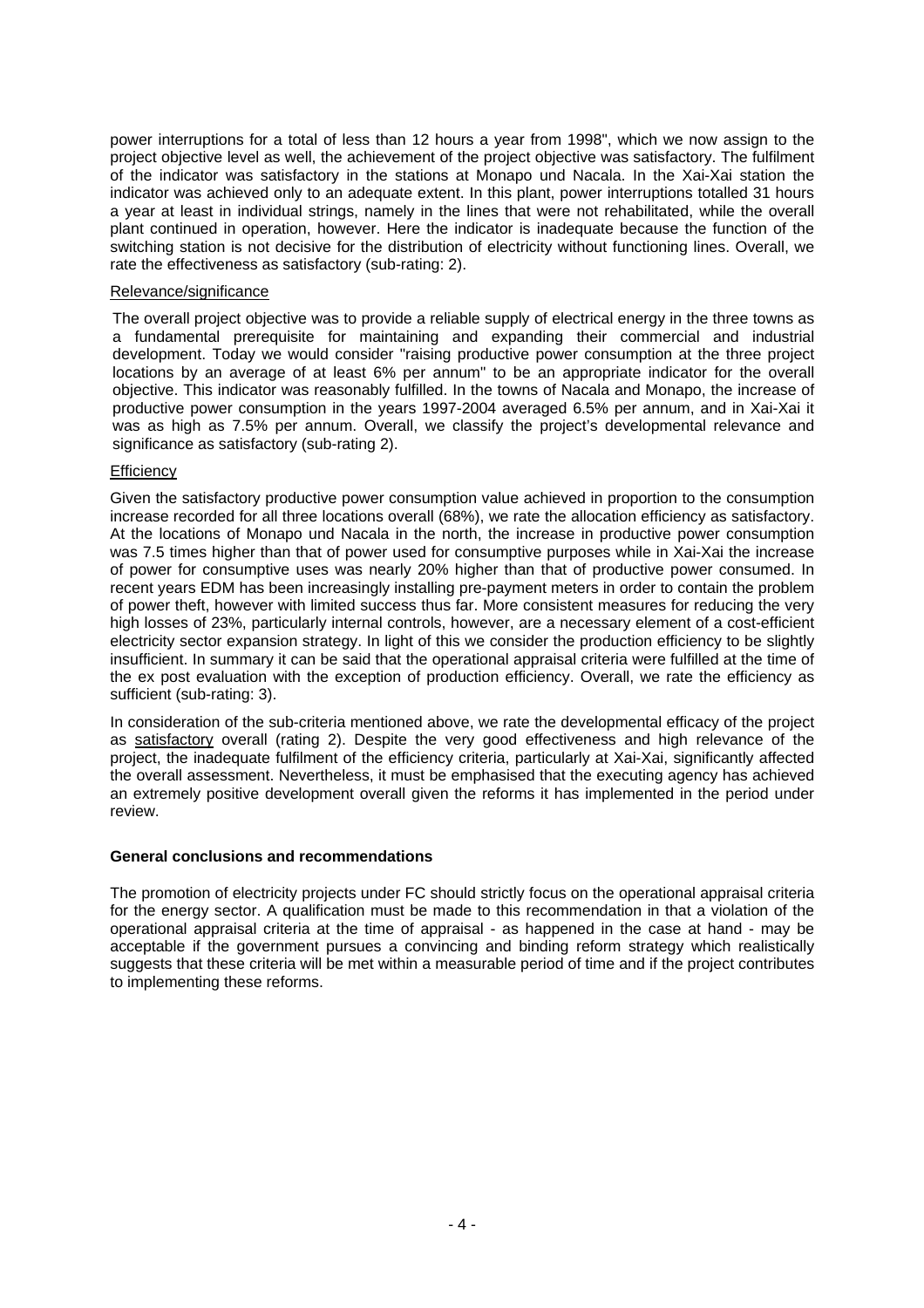power interruptions for a total of less than 12 hours a year from 1998", which we now assign to the project objective level as well, the achievement of the project objective was satisfactory. The fulfilment of the indicator was satisfactory in the stations at Monapo und Nacala. In the Xai-Xai station the indicator was achieved only to an adequate extent. In this plant, power interruptions totalled 31 hours a year at least in individual strings, namely in the lines that were not rehabilitated, while the overall plant continued in operation, however. Here the indicator is inadequate because the function of the switching station is not decisive for the distribution of electricity without functioning lines. Overall, we rate the effectiveness as satisfactory (sub-rating: 2).

Relevance/significance

The overall project objective was to provide a reliable supply of electrical energy in the three towns as a fundamental prerequisite for maintaining and expanding their commercial and industrial development. Today we would consider "raising productive power consumption at the three project locations by an average of at least 6% per annum" to be an appropriate indicator for the overall objective. This indicator was reasonably fulfilled. In the towns of Nacala and Monapo, the increase of productive power consumption in the years 1997-2004 averaged 6.5% per annum, and in Xai-Xai it was as high as 7.5% per annum. Overall, we classify the project's developmental relevance and significance as satisfactory (sub-rating 2).

Efficiency

Given the satisfactory productive power consumption value achieved in proportion to the consumption increase recorded for all three locations overall (68%), we rate the allocation efficiency as satisfactory. At the locations of Monapo und Nacala in the north, the increase in productive power consumption was 7.5 times higher than that of power used for consumptive purposes while in Xai-Xai the increase of power for consumptive uses was nearly 20% higher than that of productive power consumed. In recent years EDM has been increasingly installing pre-payment meters in order to contain the problem of power theft, however with limited success thus far. More consistent measures for reducing the very high losses of 23%, particularly internal controls, however, are a necessary element of a cost-efficient electricity sector expansion strategy. In light of this we consider the production efficiency to be slightly insufficient. In summary it can be said that the operational appraisal criteria were fulfilled at the time of the ex post evaluation with the exception of production efficiency. Overall, we rate the efficiency as sufficient (sub-rating: 3).

In consideration of the sub-criteria mentioned above, we rate the developmental efficacy of the project as satisfactory overall (rating 2). Despite the very good effectiveness and high relevance of the project, the inadequate fulfilment of the efficiency criteria, particularly at Xai-Xai, significantly affected the overall assessment. Nevertheless, it must be emphasised that the executing agency has achieved an extremely positive development overall given the reforms it has implemented in the period under review.

**General conclusions and recommendations**

The promotion of electricity projects under FC should strictly focus on the operational appraisal criteria for the energy sector. A qualification must be made to this recommendation in that a violation of the operational appraisal criteria at the time of appraisal - as happened in the case at hand - may be acceptable if the government pursues a convincing and binding reform strategy which realistically suggests that these criteria will be met within a measurable period of time and if the project contributes to implementing these reforms.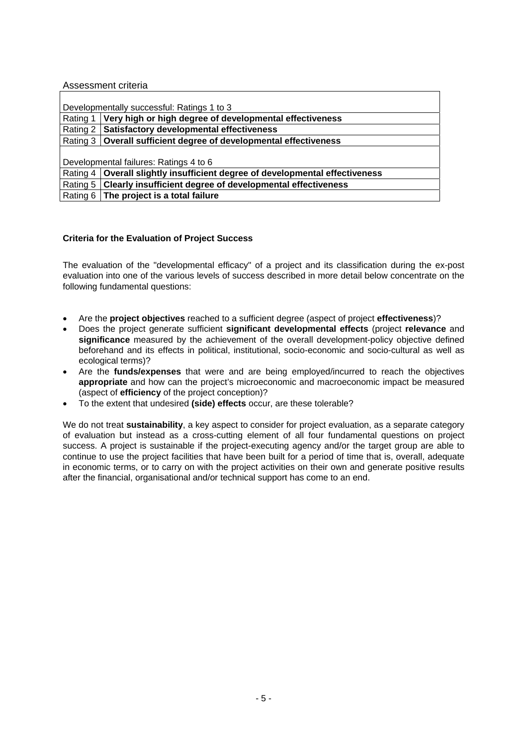Assessment criteria

| | |
|---|---|
| Developmentally successful: Ratings 1 to 3 | |
| Rating 1 | **Very high or high degree of developmental effectiveness** |
| Rating 2 | **Satisfactory developmental effectiveness** |
| Rating 3 | **Overall sufficient degree of developmental effectiveness** |
| Developmental failures: Ratings 4 to 6 | |
| Rating 4 | **Overall slightly insufficient degree of developmental effectiveness** |
| Rating 5 | **Clearly insufficient degree of developmental effectiveness** |
| Rating 6 | **The project is a total failure** |

**Criteria for the Evaluation of Project Success**

The evaluation of the "developmental efficacy" of a project and its classification during the ex-post evaluation into one of the various levels of success described in more detail below concentrate on the following fundamental questions:

- Are the **project objectives** reached to a sufficient degree (aspect of project **effectiveness**)?
- Does the project generate sufficient **significant developmental effects** (project **relevance** and **significance** measured by the achievement of the overall development-policy objective defined beforehand and its effects in political, institutional, socio-economic and socio-cultural as well as ecological terms)?
- Are the **funds/expenses** that were and are being employed/incurred to reach the objectives **appropriate** and how can the project's microeconomic and macroeconomic impact be measured (aspect of **efficiency** of the project conception)?
- To the extent that undesired **(side) effects** occur, are these tolerable?

We do not treat **sustainability**, a key aspect to consider for project evaluation, as a separate category of evaluation but instead as a cross-cutting element of all four fundamental questions on project success. A project is sustainable if the project-executing agency and/or the target group are able to continue to use the project facilities that have been built for a period of time that is, overall, adequate in economic terms, or to carry on with the project activities on their own and generate positive results after the financial, organisational and/or technical support has come to an end.